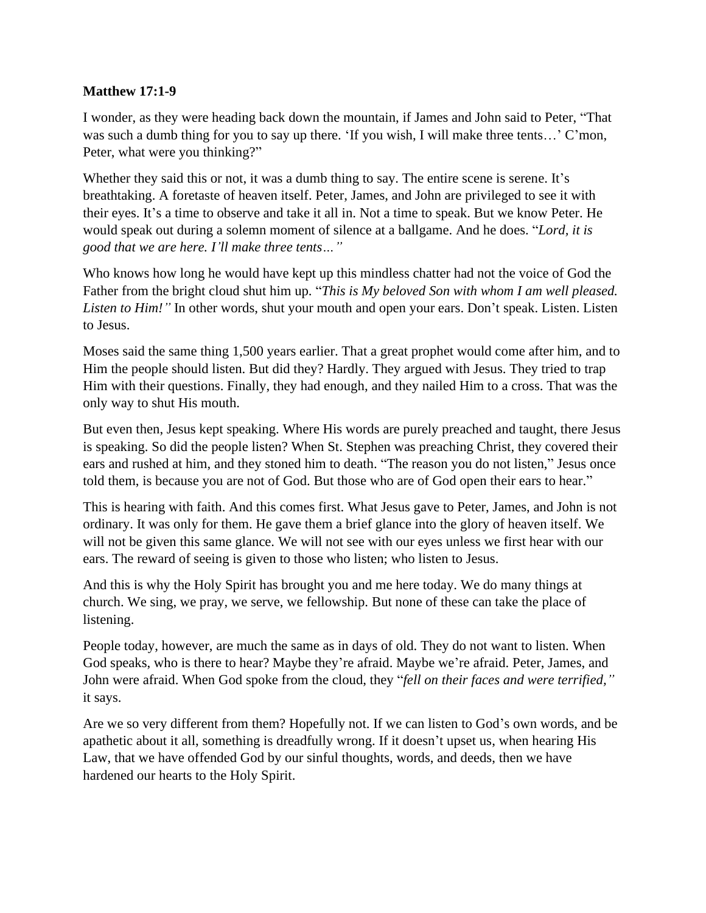**Matthew 17:1-9**

I wonder, as they were heading back down the mountain, if James and John said to Peter, "That was such a dumb thing for you to say up there. 'If you wish, I will make three tents…' C'mon, Peter, what were you thinking?"

Whether they said this or not, it was a dumb thing to say. The entire scene is serene. It's breathtaking. A foretaste of heaven itself. Peter, James, and John are privileged to see it with their eyes. It's a time to observe and take it all in. Not a time to speak. But we know Peter. He would speak out during a solemn moment of silence at a ballgame. And he does. "*Lord, it is good that we are here. I'll make three tents…"*

Who knows how long he would have kept up this mindless chatter had not the voice of God the Father from the bright cloud shut him up. "*This is My beloved Son with whom I am well pleased. Listen to Him!"* In other words, shut your mouth and open your ears. Don't speak. Listen. Listen to Jesus.

Moses said the same thing 1,500 years earlier. That a great prophet would come after him, and to Him the people should listen. But did they? Hardly. They argued with Jesus. They tried to trap Him with their questions. Finally, they had enough, and they nailed Him to a cross. That was the only way to shut His mouth.

But even then, Jesus kept speaking. Where His words are purely preached and taught, there Jesus is speaking. So did the people listen? When St. Stephen was preaching Christ, they covered their ears and rushed at him, and they stoned him to death. "The reason you do not listen," Jesus once told them, is because you are not of God. But those who are of God open their ears to hear."

This is hearing with faith. And this comes first. What Jesus gave to Peter, James, and John is not ordinary. It was only for them. He gave them a brief glance into the glory of heaven itself. We will not be given this same glance. We will not see with our eyes unless we first hear with our ears. The reward of seeing is given to those who listen; who listen to Jesus.

And this is why the Holy Spirit has brought you and me here today. We do many things at church. We sing, we pray, we serve, we fellowship. But none of these can take the place of listening.

People today, however, are much the same as in days of old. They do not want to listen. When God speaks, who is there to hear? Maybe they're afraid. Maybe we're afraid. Peter, James, and John were afraid. When God spoke from the cloud, they "*fell on their faces and were terrified,"* it says.

Are we so very different from them? Hopefully not. If we can listen to God's own words, and be apathetic about it all, something is dreadfully wrong. If it doesn't upset us, when hearing His Law, that we have offended God by our sinful thoughts, words, and deeds, then we have hardened our hearts to the Holy Spirit.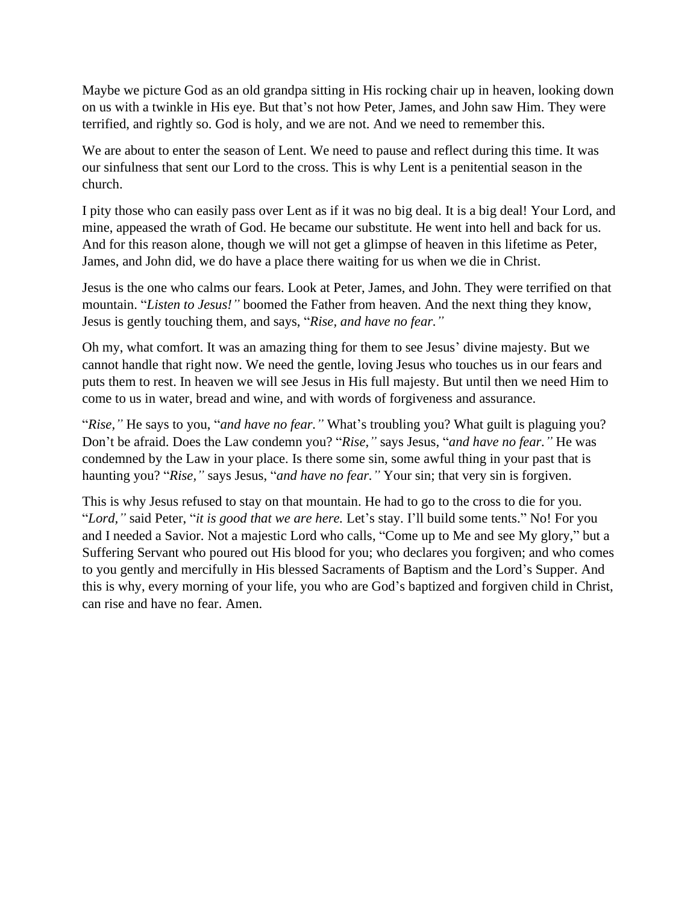Maybe we picture God as an old grandpa sitting in His rocking chair up in heaven, looking down on us with a twinkle in His eye. But that's not how Peter, James, and John saw Him. They were terrified, and rightly so. God is holy, and we are not. And we need to remember this.

We are about to enter the season of Lent. We need to pause and reflect during this time. It was our sinfulness that sent our Lord to the cross. This is why Lent is a penitential season in the church.

I pity those who can easily pass over Lent as if it was no big deal. It is a big deal! Your Lord, and mine, appeased the wrath of God. He became our substitute. He went into hell and back for us. And for this reason alone, though we will not get a glimpse of heaven in this lifetime as Peter, James, and John did, we do have a place there waiting for us when we die in Christ.

Jesus is the one who calms our fears. Look at Peter, James, and John. They were terrified on that mountain. "*Listen to Jesus!"* boomed the Father from heaven. And the next thing they know, Jesus is gently touching them, and says, "*Rise, and have no fear."*

Oh my, what comfort. It was an amazing thing for them to see Jesus' divine majesty. But we cannot handle that right now. We need the gentle, loving Jesus who touches us in our fears and puts them to rest. In heaven we will see Jesus in His full majesty. But until then we need Him to come to us in water, bread and wine, and with words of forgiveness and assurance.

"*Rise,"* He says to you, "*and have no fear."* What's troubling you? What guilt is plaguing you? Don't be afraid. Does the Law condemn you? "*Rise,"* says Jesus, "*and have no fear."* He was condemned by the Law in your place. Is there some sin, some awful thing in your past that is haunting you? "*Rise,"* says Jesus, "*and have no fear."* Your sin; that very sin is forgiven.

This is why Jesus refused to stay on that mountain. He had to go to the cross to die for you. "*Lord,"* said Peter, "*it is good that we are here.* Let's stay. I'll build some tents." No! For you and I needed a Savior. Not a majestic Lord who calls, "Come up to Me and see My glory," but a Suffering Servant who poured out His blood for you; who declares you forgiven; and who comes to you gently and mercifully in His blessed Sacraments of Baptism and the Lord's Supper. And this is why, every morning of your life, you who are God's baptized and forgiven child in Christ, can rise and have no fear. Amen.